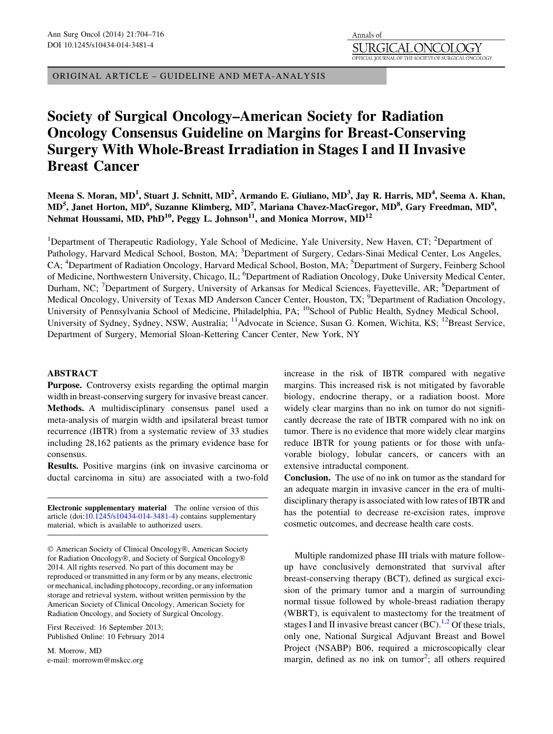ORIGINAL ARTICLE – GUIDELINE AND META-ANALYSIS

# Society of Surgical Oncology–American Society for Radiation Oncology Consensus Guideline on Margins for Breast-Conserving Surgery With Whole-Breast Irradiation in Stages I and II Invasive Breast Cancer

**Meena S. Moran, MD[1], Stuart J. Schnitt, MD[2], Armando E. Giuliano, MD[3], Jay R. Harris, MD[4], Seema A. Khan, MD[5], Janet Horton, MD[6], Suzanne Klimberg, MD[7], Mariana Chavez-MacGregor, MD[8], Gary Freedman, MD[9], Nehmat Houssami, MD, PhD[10], Peggy L. Johnson[11], and Monica Morrow, MD[12]**

[1]Department of Therapeutic Radiology, Yale School of Medicine, Yale University, New Haven, CT; [2]Department of Pathology, Harvard Medical School, Boston, MA; [3]Department of Surgery, Cedars-Sinai Medical Center, Los Angeles, CA; [4]Department of Radiation Oncology, Harvard Medical School, Boston, MA; [5]Department of Surgery, Feinberg School of Medicine, Northwestern University, Chicago, IL; [6]Department of Radiation Oncology, Duke University Medical Center, Durham, NC; [7]Department of Surgery, University of Arkansas for Medical Sciences, Fayetteville, AR; [8]Department of Medical Oncology, University of Texas MD Anderson Cancer Center, Houston, TX; [9]Department of Radiation Oncology, University of Pennsylvania School of Medicine, Philadelphia, PA; [10]School of Public Health, Sydney Medical School, University of Sydney, Sydney, NSW, Australia; [11]Advocate in Science, Susan G. Komen, Wichita, KS; [12]Breast Service, Department of Surgery, Memorial Sloan-Kettering Cancer Center, New York, NY

## ABSTRACT

**Purpose.** Controversy exists regarding the optimal margin width in breast-conserving surgery for invasive breast cancer.

**Methods.** A multidisciplinary consensus panel used a meta-analysis of margin width and ipsilateral breast tumor recurrence (IBTR) from a systematic review of 33 studies including 28,162 patients as the primary evidence base for consensus.

**Results.** Positive margins (ink on invasive carcinoma or ductal carcinoma in situ) are associated with a two-fold increase in the risk of IBTR compared with negative margins. This increased risk is not mitigated by favorable biology, endocrine therapy, or a radiation boost. More widely clear margins than no ink on tumor do not significantly decrease the rate of IBTR compared with no ink on tumor. There is no evidence that more widely clear margins reduce IBTR for young patients or for those with unfavorable biology, lobular cancers, or cancers with an extensive intraductal component.

**Conclusion.** The use of no ink on tumor as the standard for an adequate margin in invasive cancer in the era of multidisciplinary therapy is associated with low rates of IBTR and has the potential to decrease re-excision rates, improve cosmetic outcomes, and decrease health care costs.

**Electronic supplementary material** The online version of this article (doi:10.1245/s10434-014-3481-4) contains supplementary material, which is available to authorized users.

© American Society of Clinical Oncology®, American Society for Radiation Oncology®, and Society of Surgical Oncology® 2014. All rights reserved. No part of this document may be reproduced or transmitted in any form or by any means, electronic or mechanical, including photocopy, recording, or any information storage and retrieval system, without written permission by the American Society of Clinical Oncology, American Society for Radiation Oncology, and Society of Surgical Oncology.

First Received: 16 September 2013;
Published Online: 10 February 2014

M. Morrow, MD
e-mail: morrowm@mskcc.org

Multiple randomized phase III trials with mature follow-up have conclusively demonstrated that survival after breast-conserving therapy (BCT), defined as surgical excision of the primary tumor and a margin of surrounding normal tissue followed by whole-breast radiation therapy (WBRT), is equivalent to mastectomy for the treatment of stages I and II invasive breast cancer (BC).[1,2] Of these trials, only one, National Surgical Adjuvant Breast and Bowel Project (NSABP) B06, required a microscopically clear margin, defined as no ink on tumor[2]; all others required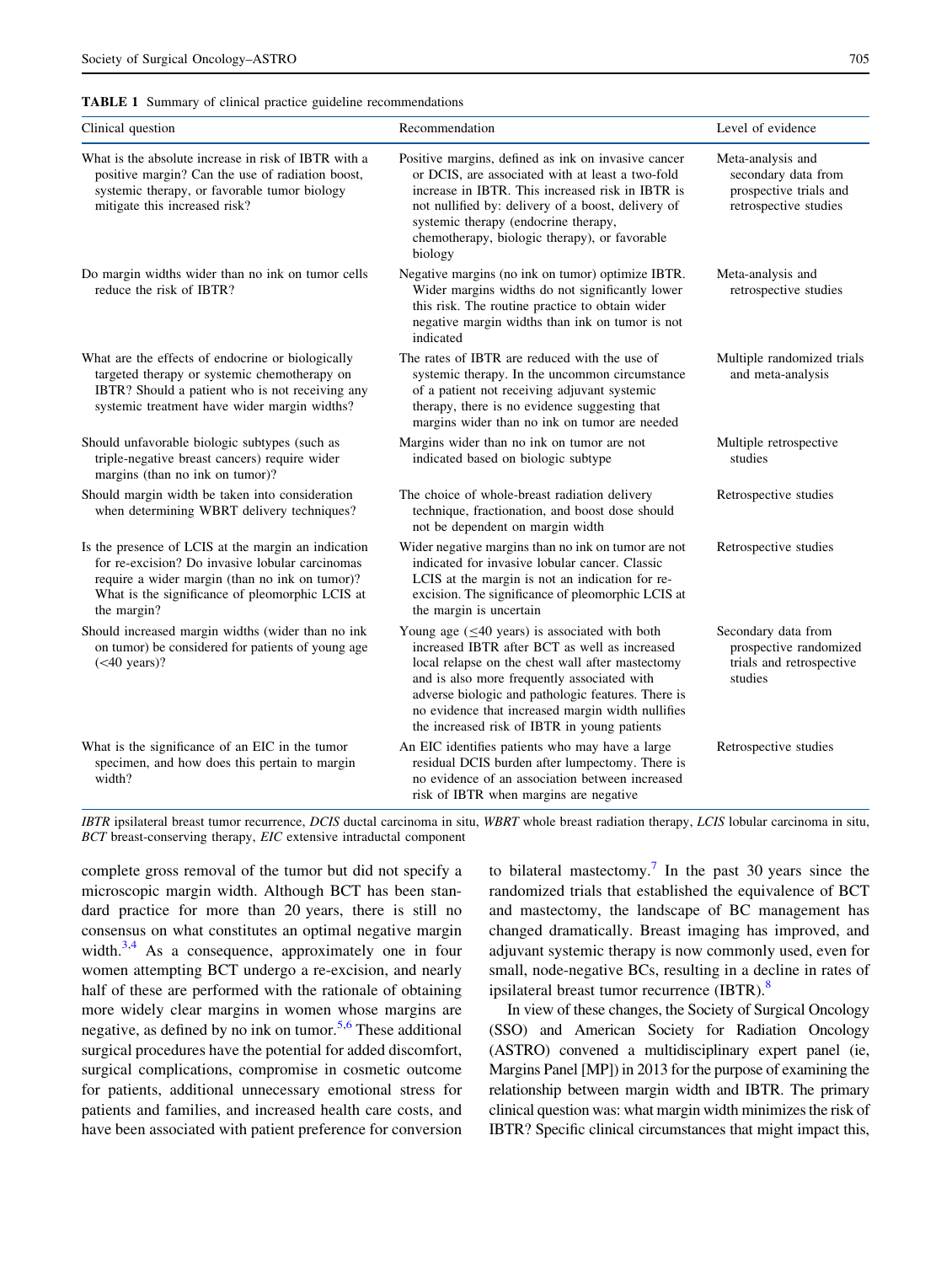**TABLE 1** Summary of clinical practice guideline recommendations

| Clinical question | Recommendation | Level of evidence |
| --- | --- | --- |
| What is the absolute increase in risk of IBTR with a positive margin? Can the use of radiation boost, systemic therapy, or favorable tumor biology mitigate this increased risk? | Positive margins, defined as ink on invasive cancer or DCIS, are associated with at least a two-fold increase in IBTR. This increased risk in IBTR is not nullified by: delivery of a boost, delivery of systemic therapy (endocrine therapy, chemotherapy, biologic therapy), or favorable biology | Meta-analysis and secondary data from prospective trials and retrospective studies |
| Do margin widths wider than no ink on tumor cells reduce the risk of IBTR? | Negative margins (no ink on tumor) optimize IBTR. Wider margins widths do not significantly lower this risk. The routine practice to obtain wider negative margin widths than ink on tumor is not indicated | Meta-analysis and retrospective studies |
| What are the effects of endocrine or biologically targeted therapy or systemic chemotherapy on IBTR? Should a patient who is not receiving any systemic treatment have wider margin widths? | The rates of IBTR are reduced with the use of systemic therapy. In the uncommon circumstance of a patient not receiving adjuvant systemic therapy, there is no evidence suggesting that margins wider than no ink on tumor are needed | Multiple randomized trials and meta-analysis |
| Should unfavorable biologic subtypes (such as triple-negative breast cancers) require wider margins (than no ink on tumor)? | Margins wider than no ink on tumor are not indicated based on biologic subtype | Multiple retrospective studies |
| Should margin width be taken into consideration when determining WBRT delivery techniques? | The choice of whole-breast radiation delivery technique, fractionation, and boost dose should not be dependent on margin width | Retrospective studies |
| Is the presence of LCIS at the margin an indication for re-excision? Do invasive lobular carcinomas require a wider margin (than no ink on tumor)? What is the significance of pleomorphic LCIS at the margin? | Wider negative margins than no ink on tumor are not indicated for invasive lobular cancer. Classic LCIS at the margin is not an indication for re-excision. The significance of pleomorphic LCIS at the margin is uncertain | Retrospective studies |
| Should increased margin widths (wider than no ink on tumor) be considered for patients of young age (<40 years)? | Young age (≤40 years) is associated with both increased IBTR after BCT as well as increased local relapse on the chest wall after mastectomy and is also more frequently associated with adverse biologic and pathologic features. There is no evidence that increased margin width nullifies the increased risk of IBTR in young patients | Secondary data from prospective randomized trials and retrospective studies |
| What is the significance of an EIC in the tumor specimen, and how does this pertain to margin width? | An EIC identifies patients who may have a large residual DCIS burden after lumpectomy. There is no evidence of an association between increased risk of IBTR when margins are negative | Retrospective studies |

*IBTR* ipsilateral breast tumor recurrence, *DCIS* ductal carcinoma in situ, *WBRT* whole breast radiation therapy, *LCIS* lobular carcinoma in situ, *BCT* breast-conserving therapy, *EIC* extensive intraductal component

complete gross removal of the tumor but did not specify a microscopic margin width. Although BCT has been standard practice for more than 20 years, there is still no consensus on what constitutes an optimal negative margin width.[3,4] As a consequence, approximately one in four women attempting BCT undergo a re-excision, and nearly half of these are performed with the rationale of obtaining more widely clear margins in women whose margins are negative, as defined by no ink on tumor.[5,6] These additional surgical procedures have the potential for added discomfort, surgical complications, compromise in cosmetic outcome for patients, additional unnecessary emotional stress for patients and families, and increased health care costs, and have been associated with patient preference for conversion to bilateral mastectomy.[7] In the past 30 years since the randomized trials that established the equivalence of BCT and mastectomy, the landscape of BC management has changed dramatically. Breast imaging has improved, and adjuvant systemic therapy is now commonly used, even for small, node-negative BCs, resulting in a decline in rates of ipsilateral breast tumor recurrence (IBTR).[8]

In view of these changes, the Society of Surgical Oncology (SSO) and American Society for Radiation Oncology (ASTRO) convened a multidisciplinary expert panel (ie, Margins Panel [MP]) in 2013 for the purpose of examining the relationship between margin width and IBTR. The primary clinical question was: what margin width minimizes the risk of IBTR? Specific clinical circumstances that might impact this,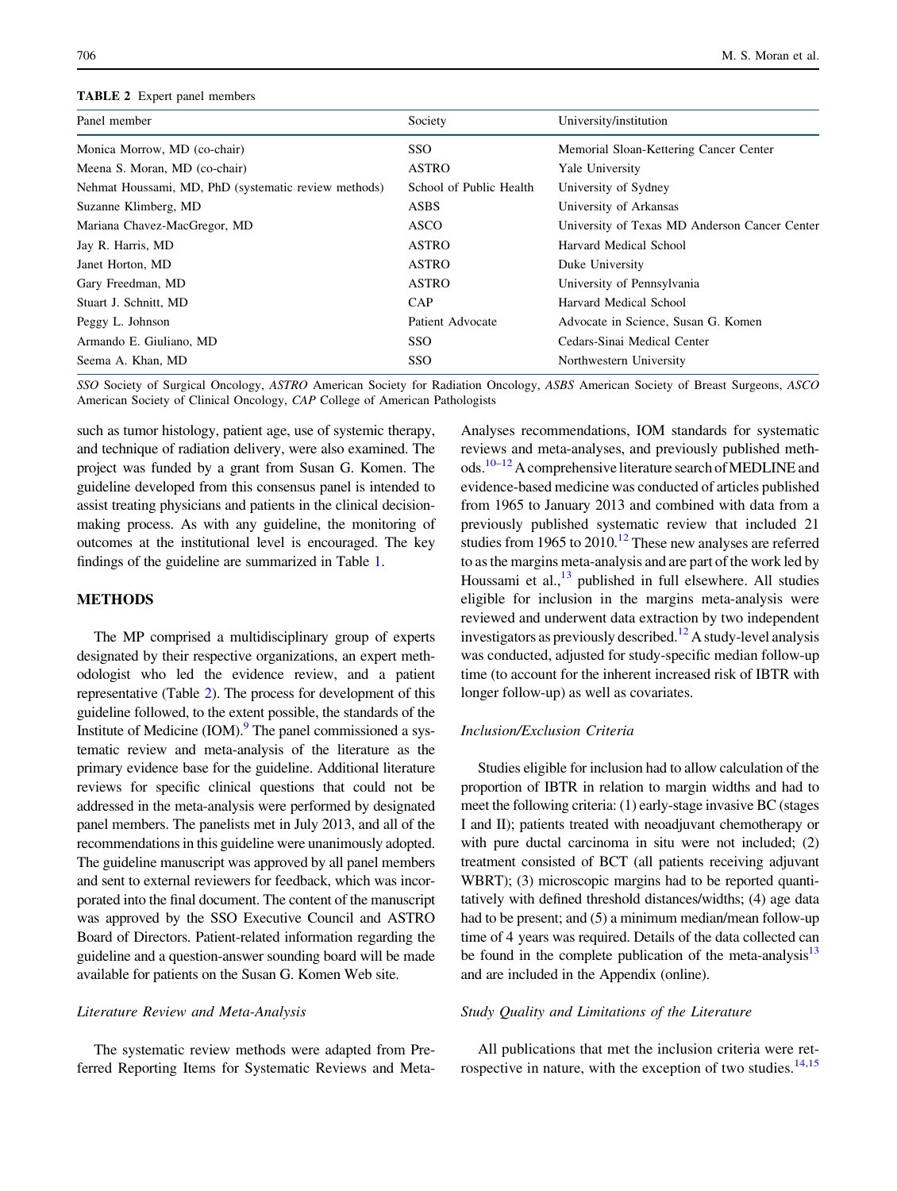**TABLE 2** Expert panel members

| Panel member | Society | University/institution |
|---|---|---|
| Monica Morrow, MD (co-chair) | SSO | Memorial Sloan-Kettering Cancer Center |
| Meena S. Moran, MD (co-chair) | ASTRO | Yale University |
| Nehmat Houssami, MD, PhD (systematic review methods) | School of Public Health | University of Sydney |
| Suzanne Klimberg, MD | ASBS | University of Arkansas |
| Mariana Chavez-MacGregor, MD | ASCO | University of Texas MD Anderson Cancer Center |
| Jay R. Harris, MD | ASTRO | Harvard Medical School |
| Janet Horton, MD | ASTRO | Duke University |
| Gary Freedman, MD | ASTRO | University of Pennsylvania |
| Stuart J. Schnitt, MD | CAP | Harvard Medical School |
| Peggy L. Johnson | Patient Advocate | Advocate in Science, Susan G. Komen |
| Armando E. Giuliano, MD | SSO | Cedars-Sinai Medical Center |
| Seema A. Khan, MD | SSO | Northwestern University |

*SSO* Society of Surgical Oncology, *ASTRO* American Society for Radiation Oncology, *ASBS* American Society of Breast Surgeons, *ASCO* American Society of Clinical Oncology, *CAP* College of American Pathologists

such as tumor histology, patient age, use of systemic therapy, and technique of radiation delivery, were also examined. The project was funded by a grant from Susan G. Komen. The guideline developed from this consensus panel is intended to assist treating physicians and patients in the clinical decision-making process. As with any guideline, the monitoring of outcomes at the institutional level is encouraged. The key findings of the guideline are summarized in Table 1.

## METHODS

The MP comprised a multidisciplinary group of experts designated by their respective organizations, an expert methodologist who led the evidence review, and a patient representative (Table 2). The process for development of this guideline followed, to the extent possible, the standards of the Institute of Medicine (IOM).[9] The panel commissioned a systematic review and meta-analysis of the literature as the primary evidence base for the guideline. Additional literature reviews for specific clinical questions that could not be addressed in the meta-analysis were performed by designated panel members. The panelists met in July 2013, and all of the recommendations in this guideline were unanimously adopted. The guideline manuscript was approved by all panel members and sent to external reviewers for feedback, which was incorporated into the final document. The content of the manuscript was approved by the SSO Executive Council and ASTRO Board of Directors. Patient-related information regarding the guideline and a question-answer sounding board will be made available for patients on the Susan G. Komen Web site.

### *Literature Review and Meta-Analysis*

The systematic review methods were adapted from Preferred Reporting Items for Systematic Reviews and Meta-Analyses recommendations, IOM standards for systematic reviews and meta-analyses, and previously published methods.[10–12] A comprehensive literature search of MEDLINE and evidence-based medicine was conducted of articles published from 1965 to January 2013 and combined with data from a previously published systematic review that included 21 studies from 1965 to 2010.[12] These new analyses are referred to as the margins meta-analysis and are part of the work led by Houssami et al.,[13] published in full elsewhere. All studies eligible for inclusion in the margins meta-analysis were reviewed and underwent data extraction by two independent investigators as previously described.[12] A study-level analysis was conducted, adjusted for study-specific median follow-up time (to account for the inherent increased risk of IBTR with longer follow-up) as well as covariates.

### *Inclusion/Exclusion Criteria*

Studies eligible for inclusion had to allow calculation of the proportion of IBTR in relation to margin widths and had to meet the following criteria: (1) early-stage invasive BC (stages I and II); patients treated with neoadjuvant chemotherapy or with pure ductal carcinoma in situ were not included; (2) treatment consisted of BCT (all patients receiving adjuvant WBRT); (3) microscopic margins had to be reported quantitatively with defined threshold distances/widths; (4) age data had to be present; and (5) a minimum median/mean follow-up time of 4 years was required. Details of the data collected can be found in the complete publication of the meta-analysis[13] and are included in the Appendix (online).

### *Study Quality and Limitations of the Literature*

All publications that met the inclusion criteria were retrospective in nature, with the exception of two studies.[14,15]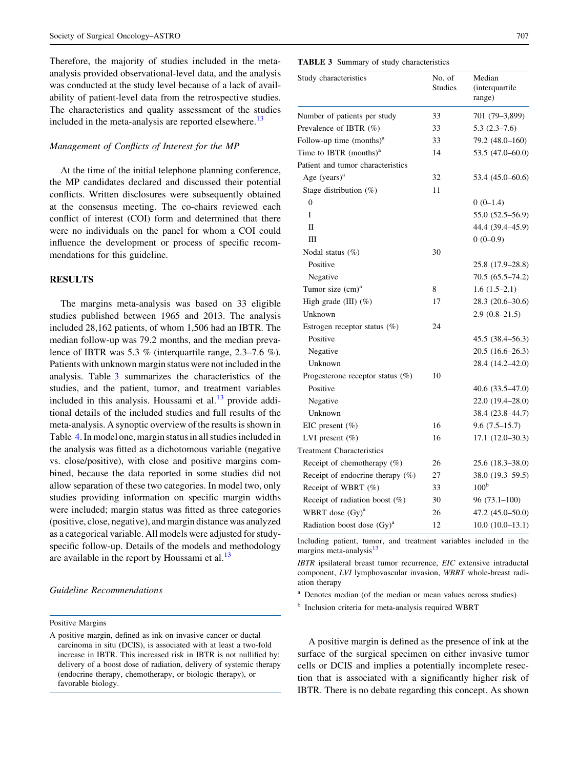Therefore, the majority of studies included in the meta-analysis provided observational-level data, and the analysis was conducted at the study level because of a lack of availability of patient-level data from the retrospective studies. The characteristics and quality assessment of the studies included in the meta-analysis are reported elsewhere.[13]

### Management of Conflicts of Interest for the MP

At the time of the initial telephone planning conference, the MP candidates declared and discussed their potential conflicts. Written disclosures were subsequently obtained at the consensus meeting. The co-chairs reviewed each conflict of interest (COI) form and determined that there were no individuals on the panel for whom a COI could influence the development or process of specific recommendations for this guideline.

## RESULTS

The margins meta-analysis was based on 33 eligible studies published between 1965 and 2013. The analysis included 28,162 patients, of whom 1,506 had an IBTR. The median follow-up was 79.2 months, and the median prevalence of IBTR was 5.3 % (interquartile range, 2.3–7.6 %). Patients with unknown margin status were not included in the analysis. Table 3 summarizes the characteristics of the studies, and the patient, tumor, and treatment variables included in this analysis. Houssami et al.[13] provide additional details of the included studies and full results of the meta-analysis. A synoptic overview of the results is shown in Table 4. In model one, margin status in all studies included in the analysis was fitted as a dichotomous variable (negative vs. close/positive), with close and positive margins combined, because the data reported in some studies did not allow separation of these two categories. In model two, only studies providing information on specific margin widths were included; margin status was fitted as three categories (positive, close, negative), and margin distance was analyzed as a categorical variable. All models were adjusted for study-specific follow-up. Details of the models and methodology are available in the report by Houssami et al.[13]

### Guideline Recommendations

**Positive Margins**

A positive margin, defined as ink on invasive cancer or ductal carcinoma in situ (DCIS), is associated with at least a two-fold increase in IBTR. This increased risk in IBTR is not nullified by: delivery of a boost dose of radiation, delivery of systemic therapy (endocrine therapy, chemotherapy, or biologic therapy), or favorable biology.

**TABLE 3** Summary of study characteristics

| Study characteristics | No. of Studies | Median (interquartile range) |
|---|---|---|
| Number of patients per study | 33 | 701 (79–3,899) |
| Prevalence of IBTR (%) | 33 | 5.3 (2.3–7.6) |
| Follow-up time (months)[a] | 33 | 79.2 (48.0–160) |
| Time to IBTR (months)[a] | 14 | 53.5 (47.0–60.0) |
| Patient and tumor characteristics | | |
| Age (years)[a] | 32 | 53.4 (45.0–60.6) |
| Stage distribution (%) | 11 | |
| 0 | | 0 (0–1.4) |
| I | | 55.0 (52.5–56.9) |
| II | | 44.4 (39.4–45.9) |
| III | | 0 (0–0.9) |
| Nodal status (%) | 30 | |
| Positive | | 25.8 (17.9–28.8) |
| Negative | | 70.5 (65.5–74.2) |
| Tumor size (cm)[a] | 8 | 1.6 (1.5–2.1) |
| High grade (III) (%) | 17 | 28.3 (20.6–30.6) |
| Unknown | | 2.9 (0.8–21.5) |
| Estrogen receptor status (%) | 24 | |
| Positive | | 45.5 (38.4–56.3) |
| Negative | | 20.5 (16.6–26.3) |
| Unknown | | 28.4 (14.2–42.0) |
| Progesterone receptor status (%) | 10 | |
| Positive | | 40.6 (33.5–47.0) |
| Negative | | 22.0 (19.4–28.0) |
| Unknown | | 38.4 (23.8–44.7) |
| EIC present (%) | 16 | 9.6 (7.5–15.7) |
| LVI present (%) | 16 | 17.1 (12.0–30.3) |
| Treatment Characteristics | | |
| Receipt of chemotherapy (%) | 26 | 25.6 (18.3–38.0) |
| Receipt of endocrine therapy (%) | 27 | 38.0 (19.3–59.5) |
| Receipt of WBRT (%) | 33 | 100[b] |
| Receipt of radiation boost (%) | 30 | 96 (73.1–100) |
| WBRT dose (Gy)[a] | 26 | 47.2 (45.0–50.0) |
| Radiation boost dose (Gy)[a] | 12 | 10.0 (10.0–13.1) |

Including patient, tumor, and treatment variables included in the margins meta-analysis[13]

*IBTR* ipsilateral breast tumor recurrence, *EIC* extensive intraductal component, *LVI* lymphovascular invasion, *WBRT* whole-breast radiation therapy

[a] Denotes median (of the median or mean values across studies)

[b] Inclusion criteria for meta-analysis required WBRT

A positive margin is defined as the presence of ink at the surface of the surgical specimen on either invasive tumor cells or DCIS and implies a potentially incomplete resection that is associated with a significantly higher risk of IBTR. There is no debate regarding this concept. As shown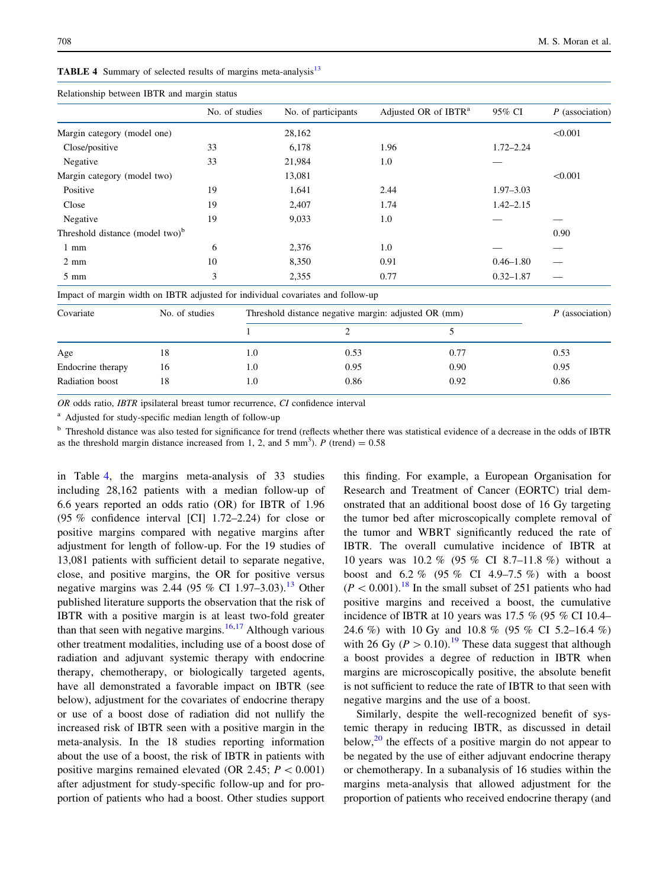**TABLE 4** Summary of selected results of margins meta-analysis[13]

Relationship between IBTR and margin status

|  | No. of studies | No. of participants | Adjusted OR of IBTR[a] | 95% CI | *P* (association) |
|---|---|---|---|---|---|
| Margin category (model one) |  | 28,162 |  |  | <0.001 |
| Close/positive | 33 | 6,178 | 1.96 | 1.72–2.24 |  |
| Negative | 33 | 21,984 | 1.0 | — |  |
| Margin category (model two) |  | 13,081 |  |  | <0.001 |
| Positive | 19 | 1,641 | 2.44 | 1.97–3.03 |  |
| Close | 19 | 2,407 | 1.74 | 1.42–2.15 |  |
| Negative | 19 | 9,033 | 1.0 | — | — |
| Threshold distance (model two)[b] |  |  |  |  | 0.90 |
| 1 mm | 6 | 2,376 | 1.0 | — | — |
| 2 mm | 10 | 8,350 | 0.91 | 0.46–1.80 | — |
| 5 mm | 3 | 2,355 | 0.77 | 0.32–1.87 | — |

Impact of margin width on IBTR adjusted for individual covariates and follow-up

| Covariate | No. of studies | Threshold distance negative margin: adjusted OR (mm) |  |  | *P* (association) |
|---|---|---|---|---|---|
|  |  | 1 | 2 | 5 |  |
| Age | 18 | 1.0 | 0.53 | 0.77 | 0.53 |
| Endocrine therapy | 16 | 1.0 | 0.95 | 0.90 | 0.95 |
| Radiation boost | 18 | 1.0 | 0.86 | 0.92 | 0.86 |

*OR* odds ratio, *IBTR* ipsilateral breast tumor recurrence, *CI* confidence interval

[a] Adjusted for study-specific median length of follow-up

[b] Threshold distance was also tested for significance for trend (reflects whether there was statistical evidence of a decrease in the odds of IBTR as the threshold margin distance increased from 1, 2, and 5 $mm^3$). *P* (trend) = 0.58

in Table 4, the margins meta-analysis of 33 studies including 28,162 patients with a median follow-up of 6.6 years reported an odds ratio (OR) for IBTR of 1.96 (95 % confidence interval [CI] 1.72–2.24) for close or positive margins compared with negative margins after adjustment for length of follow-up. For the 19 studies of 13,081 patients with sufficient detail to separate negative, close, and positive margins, the OR for positive versus negative margins was 2.44 (95 % CI 1.97–3.03).[13] Other published literature supports the observation that the risk of IBTR with a positive margin is at least two-fold greater than that seen with negative margins.[16,17] Although various other treatment modalities, including use of a boost dose of radiation and adjuvant systemic therapy with endocrine therapy, chemotherapy, or biologically targeted agents, have all demonstrated a favorable impact on IBTR (see below), adjustment for the covariates of endocrine therapy or use of a boost dose of radiation did not nullify the increased risk of IBTR seen with a positive margin in the meta-analysis. In the 18 studies reporting information about the use of a boost, the risk of IBTR in patients with positive margins remained elevated (OR 2.45; $P < 0.001$) after adjustment for study-specific follow-up and for proportion of patients who had a boost. Other studies support this finding. For example, a European Organisation for Research and Treatment of Cancer (EORTC) trial demonstrated that an additional boost dose of 16 Gy targeting the tumor bed after microscopically complete removal of the tumor and WBRT significantly reduced the rate of IBTR. The overall cumulative incidence of IBTR at 10 years was 10.2 % (95 % CI 8.7–11.8 %) without a boost and 6.2 % (95 % CI 4.9–7.5 %) with a boost ($P < 0.001$).[18] In the small subset of 251 patients who had positive margins and received a boost, the cumulative incidence of IBTR at 10 years was 17.5 % (95 % CI 10.4–24.6 %) with 10 Gy and 10.8 % (95 % CI 5.2–16.4 %) with 26 Gy ($P > 0.10$).[19] These data suggest that although a boost provides a degree of reduction in IBTR when margins are microscopically positive, the absolute benefit is not sufficient to reduce the rate of IBTR to that seen with negative margins and the use of a boost.

Similarly, despite the well-recognized benefit of systemic therapy in reducing IBTR, as discussed in detail below,[20] the effects of a positive margin do not appear to be negated by the use of either adjuvant endocrine therapy or chemotherapy. In a subanalysis of 16 studies within the margins meta-analysis that allowed adjustment for the proportion of patients who received endocrine therapy (and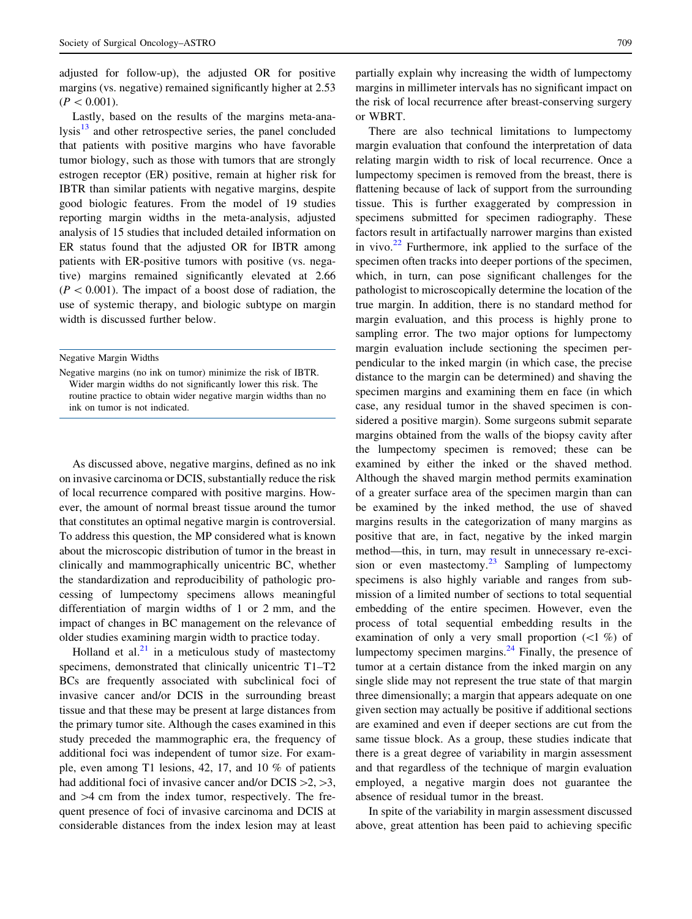adjusted for follow-up), the adjusted OR for positive margins (vs. negative) remained significantly higher at 2.53 ($P < 0.001$).

Lastly, based on the results of the margins meta-analysis[13] and other retrospective series, the panel concluded that patients with positive margins who have favorable tumor biology, such as those with tumors that are strongly estrogen receptor (ER) positive, remain at higher risk for IBTR than similar patients with negative margins, despite good biologic features. From the model of 19 studies reporting margin widths in the meta-analysis, adjusted analysis of 15 studies that included detailed information on ER status found that the adjusted OR for IBTR among patients with ER-positive tumors with positive (vs. negative) margins remained significantly elevated at 2.66 ($P < 0.001$). The impact of a boost dose of radiation, the use of systemic therapy, and biologic subtype on margin width is discussed further below.

---

Negative Margin Widths

Negative margins (no ink on tumor) minimize the risk of IBTR. Wider margin widths do not significantly lower this risk. The routine practice to obtain wider negative margin widths than no ink on tumor is not indicated.

---

As discussed above, negative margins, defined as no ink on invasive carcinoma or DCIS, substantially reduce the risk of local recurrence compared with positive margins. However, the amount of normal breast tissue around the tumor that constitutes an optimal negative margin is controversial. To address this question, the MP considered what is known about the microscopic distribution of tumor in the breast in clinically and mammographically unicentric BC, whether the standardization and reproducibility of pathologic processing of lumpectomy specimens allows meaningful differentiation of margin widths of 1 or 2 mm, and the impact of changes in BC management on the relevance of older studies examining margin width to practice today.

Holland et al.[21] in a meticulous study of mastectomy specimens, demonstrated that clinically unicentric T1–T2 BCs are frequently associated with subclinical foci of invasive cancer and/or DCIS in the surrounding breast tissue and that these may be present at large distances from the primary tumor site. Although the cases examined in this study preceded the mammographic era, the frequency of additional foci was independent of tumor size. For example, even among T1 lesions, 42, 17, and 10 % of patients had additional foci of invasive cancer and/or DCIS >2, >3, and >4 cm from the index tumor, respectively. The frequent presence of foci of invasive carcinoma and DCIS at considerable distances from the index lesion may at least partially explain why increasing the width of lumpectomy margins in millimeter intervals has no significant impact on the risk of local recurrence after breast-conserving surgery or WBRT.

There are also technical limitations to lumpectomy margin evaluation that confound the interpretation of data relating margin width to risk of local recurrence. Once a lumpectomy specimen is removed from the breast, there is flattening because of lack of support from the surrounding tissue. This is further exaggerated by compression in specimens submitted for specimen radiography. These factors result in artifactually narrower margins than existed in vivo.[22] Furthermore, ink applied to the surface of the specimen often tracks into deeper portions of the specimen, which, in turn, can pose significant challenges for the pathologist to microscopically determine the location of the true margin. In addition, there is no standard method for margin evaluation, and this process is highly prone to sampling error. The two major options for lumpectomy margin evaluation include sectioning the specimen perpendicular to the inked margin (in which case, the precise distance to the margin can be determined) and shaving the specimen margins and examining them en face (in which case, any residual tumor in the shaved specimen is considered a positive margin). Some surgeons submit separate margins obtained from the walls of the biopsy cavity after the lumpectomy specimen is removed; these can be examined by either the inked or the shaved method. Although the shaved margin method permits examination of a greater surface area of the specimen margin than can be examined by the inked method, the use of shaved margins results in the categorization of many margins as positive that are, in fact, negative by the inked margin method—this, in turn, may result in unnecessary re-excision or even mastectomy.[23] Sampling of lumpectomy specimens is also highly variable and ranges from submission of a limited number of sections to total sequential embedding of the entire specimen. However, even the process of total sequential embedding results in the examination of only a very small proportion (<1 %) of lumpectomy specimen margins.[24] Finally, the presence of tumor at a certain distance from the inked margin on any single slide may not represent the true state of that margin three dimensionally; a margin that appears adequate on one given section may actually be positive if additional sections are examined and even if deeper sections are cut from the same tissue block. As a group, these studies indicate that there is a great degree of variability in margin assessment and that regardless of the technique of margin evaluation employed, a negative margin does not guarantee the absence of residual tumor in the breast.

In spite of the variability in margin assessment discussed above, great attention has been paid to achieving specific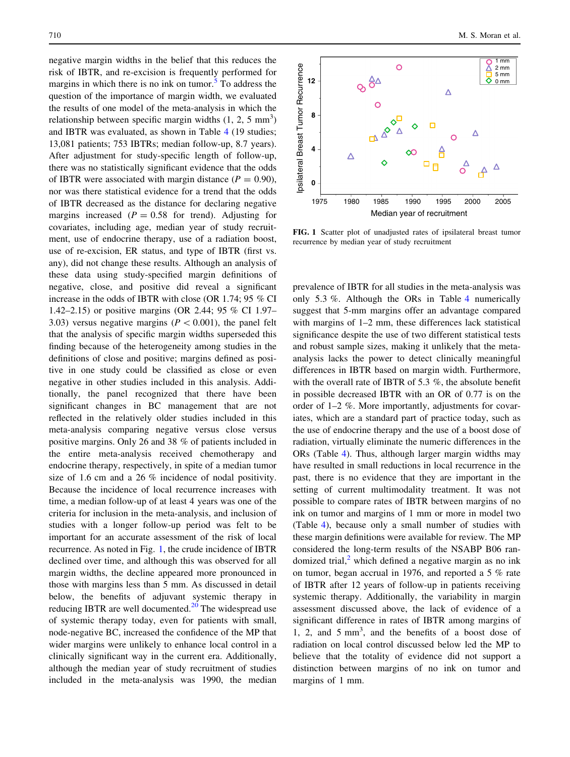negative margin widths in the belief that this reduces the risk of IBTR, and re-excision is frequently performed for margins in which there is no ink on tumor.[5] To address the question of the importance of margin width, we evaluated the results of one model of the meta-analysis in which the relationship between specific margin widths (1, 2, 5 mm[3]) and IBTR was evaluated, as shown in Table 4 (19 studies; 13,081 patients; 753 IBTRs; median follow-up, 8.7 years). After adjustment for study-specific length of follow-up, there was no statistically significant evidence that the odds of IBTR were associated with margin distance ($P = 0.90$), nor was there statistical evidence for a trend that the odds of IBTR decreased as the distance for declaring negative margins increased ($P = 0.58$ for trend). Adjusting for covariates, including age, median year of study recruitment, use of endocrine therapy, use of a radiation boost, use of re-excision, ER status, and type of IBTR (first vs. any), did not change these results. Although an analysis of these data using study-specified margin definitions of negative, close, and positive did reveal a significant increase in the odds of IBTR with close (OR 1.74; 95 % CI 1.42–2.15) or positive margins (OR 2.44; 95 % CI 1.97–3.03) versus negative margins ($P < 0.001$), the panel felt that the analysis of specific margin widths superseded this finding because of the heterogeneity among studies in the definitions of close and positive; margins defined as positive in one study could be classified as close or even negative in other studies included in this analysis. Additionally, the panel recognized that there have been significant changes in BC management that are not reflected in the relatively older studies included in this meta-analysis comparing negative versus close versus positive margins. Only 26 and 38 % of patients included in the entire meta-analysis received chemotherapy and endocrine therapy, respectively, in spite of a median tumor size of 1.6 cm and a 26 % incidence of nodal positivity. Because the incidence of local recurrence increases with time, a median follow-up of at least 4 years was one of the criteria for inclusion in the meta-analysis, and inclusion of studies with a longer follow-up period was felt to be important for an accurate assessment of the risk of local recurrence. As noted in Fig. 1, the crude incidence of IBTR declined over time, and although this was observed for all margin widths, the decline appeared more pronounced in those with margins less than 5 mm. As discussed in detail below, the benefits of adjuvant systemic therapy in reducing IBTR are well documented.[20] The widespread use of systemic therapy today, even for patients with small, node-negative BC, increased the confidence of the MP that wider margins were unlikely to enhance local control in a clinically significant way in the current era. Additionally, although the median year of study recruitment of studies included in the meta-analysis was 1990, the median prevalence of IBTR for all studies in the meta-analysis was only 5.3 %. Although the ORs in Table 4 numerically suggest that 5-mm margins offer an advantage compared with margins of 1–2 mm, these differences lack statistical significance despite the use of two different statistical tests and robust sample sizes, making it unlikely that the meta-analysis lacks the power to detect clinically meaningful differences in IBTR based on margin width. Furthermore, with the overall rate of IBTR of 5.3 %, the absolute benefit in possible decreased IBTR with an OR of 0.77 is on the order of 1–2 %. More importantly, adjustments for covariates, which are a standard part of practice today, such as the use of endocrine therapy and the use of a boost dose of radiation, virtually eliminate the numeric differences in the ORs (Table 4). Thus, although larger margin widths may have resulted in small reductions in local recurrence in the past, there is no evidence that they are important in the setting of current multimodality treatment. It was not possible to compare rates of IBTR between margins of no ink on tumor and margins of 1 mm or more in model two (Table 4), because only a small number of studies with these margin definitions were available for review. The MP considered the long-term results of the NSABP B06 randomized trial,[2] which defined a negative margin as no ink on tumor, began accrual in 1976, and reported a 5 % rate of IBTR after 12 years of follow-up in patients receiving systemic therapy. Additionally, the variability in margin assessment discussed above, the lack of evidence of a significant difference in rates of IBTR among margins of 1, 2, and 5 mm[3], and the benefits of a boost dose of radiation on local control discussed below led the MP to believe that the totality of evidence did not support a distinction between margins of no ink on tumor and margins of 1 mm.

**FIG. 1** Scatter plot of unadjusted rates of ipsilateral breast tumor recurrence by median year of study recruitment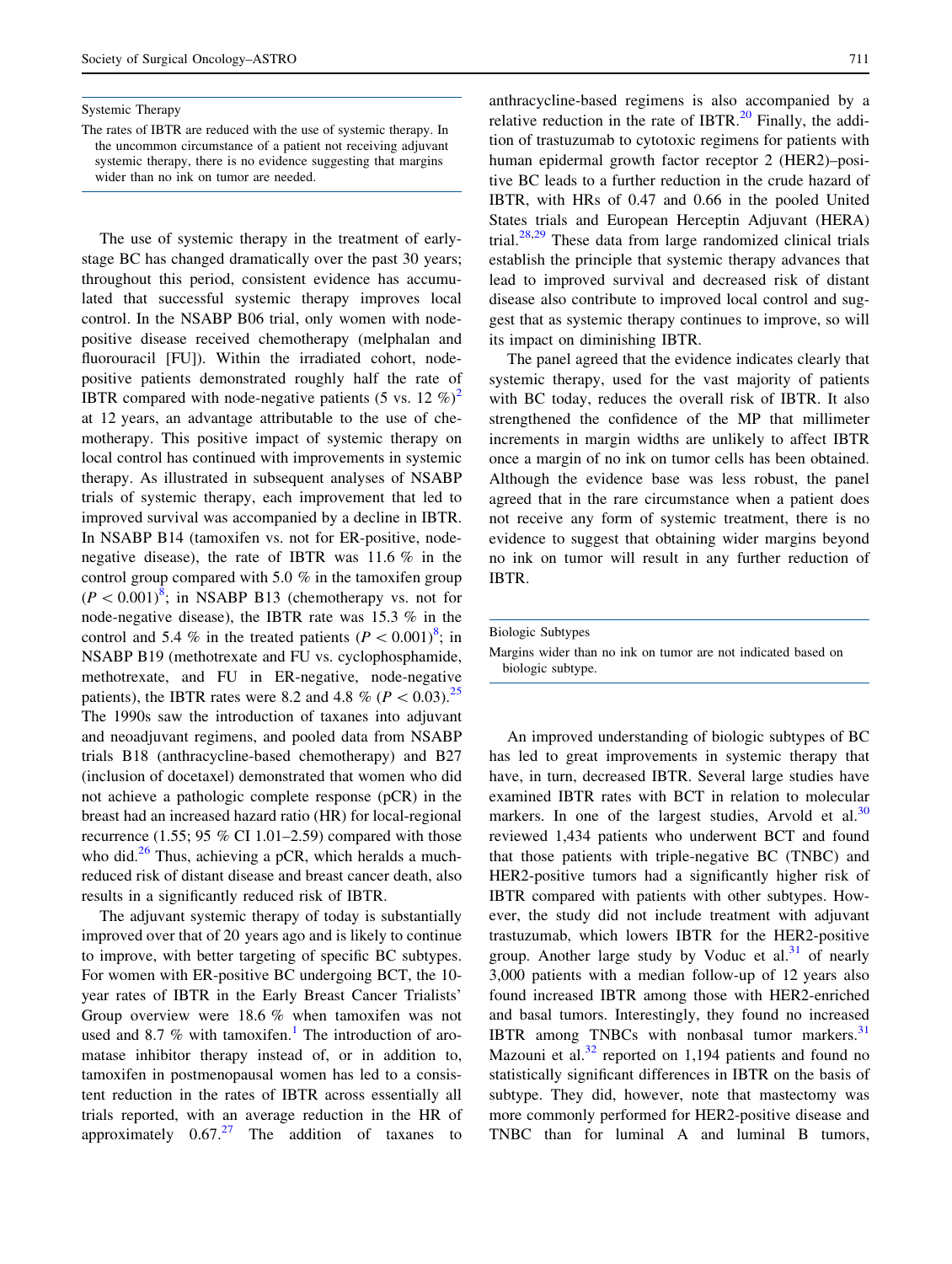## Systemic Therapy

The rates of IBTR are reduced with the use of systemic therapy. In the uncommon circumstance of a patient not receiving adjuvant systemic therapy, there is no evidence suggesting that margins wider than no ink on tumor are needed.

The use of systemic therapy in the treatment of early-stage BC has changed dramatically over the past 30 years; throughout this period, consistent evidence has accumulated that successful systemic therapy improves local control. In the NSABP B06 trial, only women with node-positive disease received chemotherapy (melphalan and fluorouracil [FU]). Within the irradiated cohort, node-positive patients demonstrated roughly half the rate of IBTR compared with node-negative patients (5 vs. 12 %)[2] at 12 years, an advantage attributable to the use of chemotherapy. This positive impact of systemic therapy on local control has continued with improvements in systemic therapy. As illustrated in subsequent analyses of NSABP trials of systemic therapy, each improvement that led to improved survival was accompanied by a decline in IBTR. In NSABP B14 (tamoxifen vs. not for ER-positive, node-negative disease), the rate of IBTR was 11.6 % in the control group compared with 5.0 % in the tamoxifen group ($P < 0.001$)[8]; in NSABP B13 (chemotherapy vs. not for node-negative disease), the IBTR rate was 15.3 % in the control and 5.4 % in the treated patients ($P < 0.001$)[8]; in NSABP B19 (methotrexate and FU vs. cyclophosphamide, methotrexate, and FU in ER-negative, node-negative patients), the IBTR rates were 8.2 and 4.8 % ($P < 0.03$).[25] The 1990s saw the introduction of taxanes into adjuvant and neoadjuvant regimens, and pooled data from NSABP trials B18 (anthracycline-based chemotherapy) and B27 (inclusion of docetaxel) demonstrated that women who did not achieve a pathologic complete response (pCR) in the breast had an increased hazard ratio (HR) for local-regional recurrence (1.55; 95 % CI 1.01–2.59) compared with those who did.[26] Thus, achieving a pCR, which heralds a much-reduced risk of distant disease and breast cancer death, also results in a significantly reduced risk of IBTR.

The adjuvant systemic therapy of today is substantially improved over that of 20 years ago and is likely to continue to improve, with better targeting of specific BC subtypes. For women with ER-positive BC undergoing BCT, the 10-year rates of IBTR in the Early Breast Cancer Trialists' Group overview were 18.6 % when tamoxifen was not used and 8.7 % with tamoxifen.[1] The introduction of aromatase inhibitor therapy instead of, or in addition to, tamoxifen in postmenopausal women has led to a consistent reduction in the rates of IBTR across essentially all trials reported, with an average reduction in the HR of approximately 0.67.[27] The addition of taxanes to anthracycline-based regimens is also accompanied by a relative reduction in the rate of IBTR.[20] Finally, the addition of trastuzumab to cytotoxic regimens for patients with human epidermal growth factor receptor 2 (HER2)–positive BC leads to a further reduction in the crude hazard of IBTR, with HRs of 0.47 and 0.66 in the pooled United States trials and European Herceptin Adjuvant (HERA) trial.[28,29] These data from large randomized clinical trials establish the principle that systemic therapy advances that lead to improved survival and decreased risk of distant disease also contribute to improved local control and suggest that as systemic therapy continues to improve, so will its impact on diminishing IBTR.

The panel agreed that the evidence indicates clearly that systemic therapy, used for the vast majority of patients with BC today, reduces the overall risk of IBTR. It also strengthened the confidence of the MP that millimeter increments in margin widths are unlikely to affect IBTR once a margin of no ink on tumor cells has been obtained. Although the evidence base was less robust, the panel agreed that in the rare circumstance when a patient does not receive any form of systemic treatment, there is no evidence to suggest that obtaining wider margins beyond no ink on tumor will result in any further reduction of IBTR.

## Biologic Subtypes

Margins wider than no ink on tumor are not indicated based on biologic subtype.

An improved understanding of biologic subtypes of BC has led to great improvements in systemic therapy that have, in turn, decreased IBTR. Several large studies have examined IBTR rates with BCT in relation to molecular markers. In one of the largest studies, Arvold et al.[30] reviewed 1,434 patients who underwent BCT and found that those patients with triple-negative BC (TNBC) and HER2-positive tumors had a significantly higher risk of IBTR compared with patients with other subtypes. However, the study did not include treatment with adjuvant trastuzumab, which lowers IBTR for the HER2-positive group. Another large study by Voduc et al.[31] of nearly 3,000 patients with a median follow-up of 12 years also found increased IBTR among those with HER2-enriched and basal tumors. Interestingly, they found no increased IBTR among TNBCs with nonbasal tumor markers.[31] Mazouni et al.[32] reported on 1,194 patients and found no statistically significant differences in IBTR on the basis of subtype. They did, however, note that mastectomy was more commonly performed for HER2-positive disease and TNBC than for luminal A and luminal B tumors,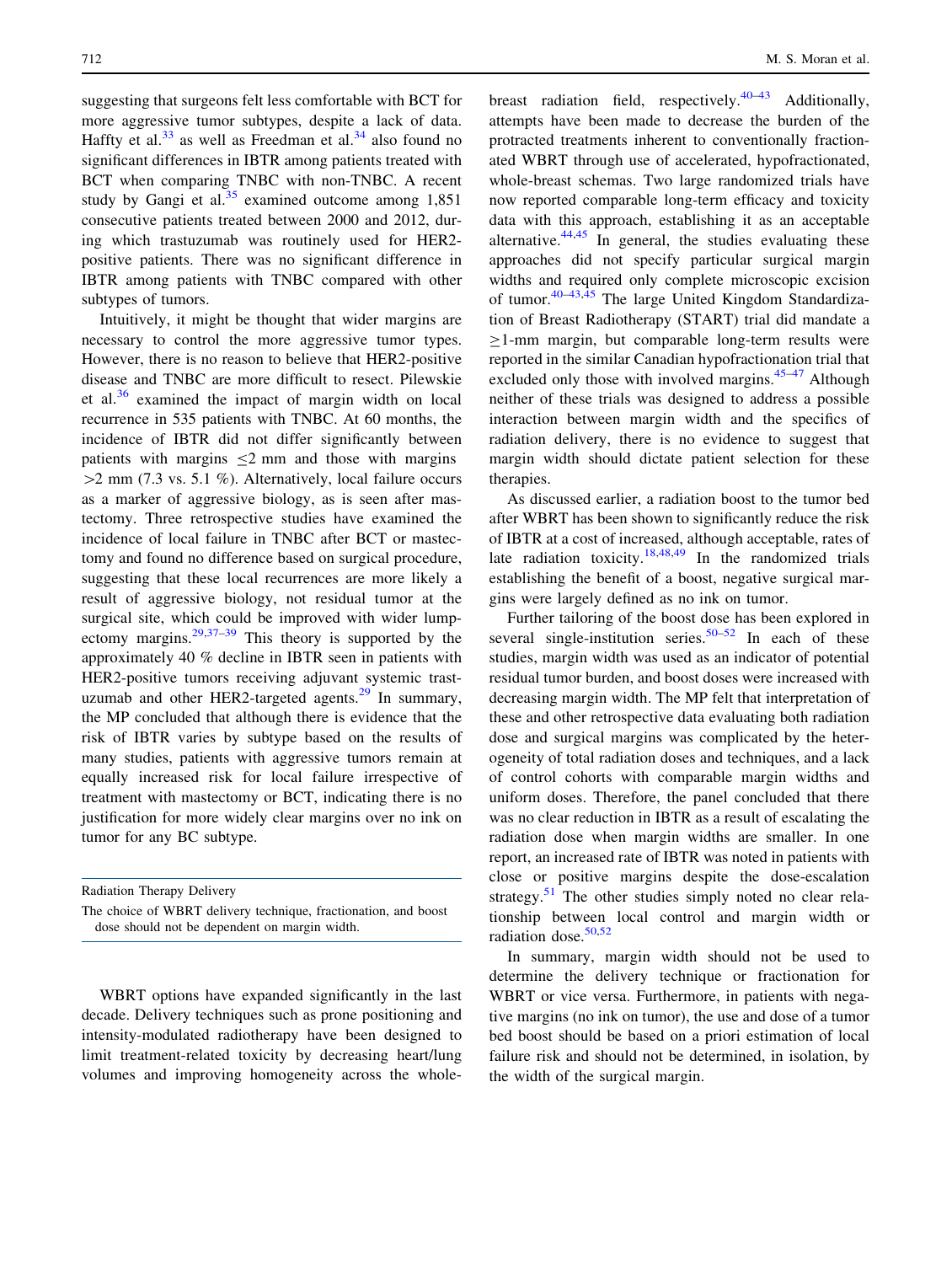suggesting that surgeons felt less comfortable with BCT for more aggressive tumor subtypes, despite a lack of data. Haffty et al.[33] as well as Freedman et al.[34] also found no significant differences in IBTR among patients treated with BCT when comparing TNBC with non-TNBC. A recent study by Gangi et al.[35] examined outcome among 1,851 consecutive patients treated between 2000 and 2012, during which trastuzumab was routinely used for HER2-positive patients. There was no significant difference in IBTR among patients with TNBC compared with other subtypes of tumors.

Intuitively, it might be thought that wider margins are necessary to control the more aggressive tumor types. However, there is no reason to believe that HER2-positive disease and TNBC are more difficult to resect. Pilewskie et al.[36] examined the impact of margin width on local recurrence in 535 patients with TNBC. At 60 months, the incidence of IBTR did not differ significantly between patients with margins ≤2 mm and those with margins >2 mm (7.3 vs. 5.1 %). Alternatively, local failure occurs as a marker of aggressive biology, as is seen after mastectomy. Three retrospective studies have examined the incidence of local failure in TNBC after BCT or mastectomy and found no difference based on surgical procedure, suggesting that these local recurrences are more likely a result of aggressive biology, not residual tumor at the surgical site, which could be improved with wider lumpectomy margins.[29,37–39] This theory is supported by the approximately 40 % decline in IBTR seen in patients with HER2-positive tumors receiving adjuvant systemic trastuzumab and other HER2-targeted agents.[29] In summary, the MP concluded that although there is evidence that the risk of IBTR varies by subtype based on the results of many studies, patients with aggressive tumors remain at equally increased risk for local failure irrespective of treatment with mastectomy or BCT, indicating there is no justification for more widely clear margins over no ink on tumor for any BC subtype.

---

Radiation Therapy Delivery

The choice of WBRT delivery technique, fractionation, and boost dose should not be dependent on margin width.

---

WBRT options have expanded significantly in the last decade. Delivery techniques such as prone positioning and intensity-modulated radiotherapy have been designed to limit treatment-related toxicity by decreasing heart/lung volumes and improving homogeneity across the whole-breast radiation field, respectively.[40–43] Additionally, attempts have been made to decrease the burden of the protracted treatments inherent to conventionally fractionated WBRT through use of accelerated, hypofractionated, whole-breast schemas. Two large randomized trials have now reported comparable long-term efficacy and toxicity data with this approach, establishing it as an acceptable alternative.[44,45] In general, the studies evaluating these approaches did not specify particular surgical margin widths and required only complete microscopic excision of tumor.[40–43,45] The large United Kingdom Standardization of Breast Radiotherapy (START) trial did mandate a ≥1-mm margin, but comparable long-term results were reported in the similar Canadian hypofractionation trial that excluded only those with involved margins.[45–47] Although neither of these trials was designed to address a possible interaction between margin width and the specifics of radiation delivery, there is no evidence to suggest that margin width should dictate patient selection for these therapies.

As discussed earlier, a radiation boost to the tumor bed after WBRT has been shown to significantly reduce the risk of IBTR at a cost of increased, although acceptable, rates of late radiation toxicity.[18,48,49] In the randomized trials establishing the benefit of a boost, negative surgical margins were largely defined as no ink on tumor.

Further tailoring of the boost dose has been explored in several single-institution series.[50–52] In each of these studies, margin width was used as an indicator of potential residual tumor burden, and boost doses were increased with decreasing margin width. The MP felt that interpretation of these and other retrospective data evaluating both radiation dose and surgical margins was complicated by the heterogeneity of total radiation doses and techniques, and a lack of control cohorts with comparable margin widths and uniform doses. Therefore, the panel concluded that there was no clear reduction in IBTR as a result of escalating the radiation dose when margin widths are smaller. In one report, an increased rate of IBTR was noted in patients with close or positive margins despite the dose-escalation strategy.[51] The other studies simply noted no clear relationship between local control and margin width or radiation dose.[50,52]

In summary, margin width should not be used to determine the delivery technique or fractionation for WBRT or vice versa. Furthermore, in patients with negative margins (no ink on tumor), the use and dose of a tumor bed boost should be based on a priori estimation of local failure risk and should not be determined, in isolation, by the width of the surgical margin.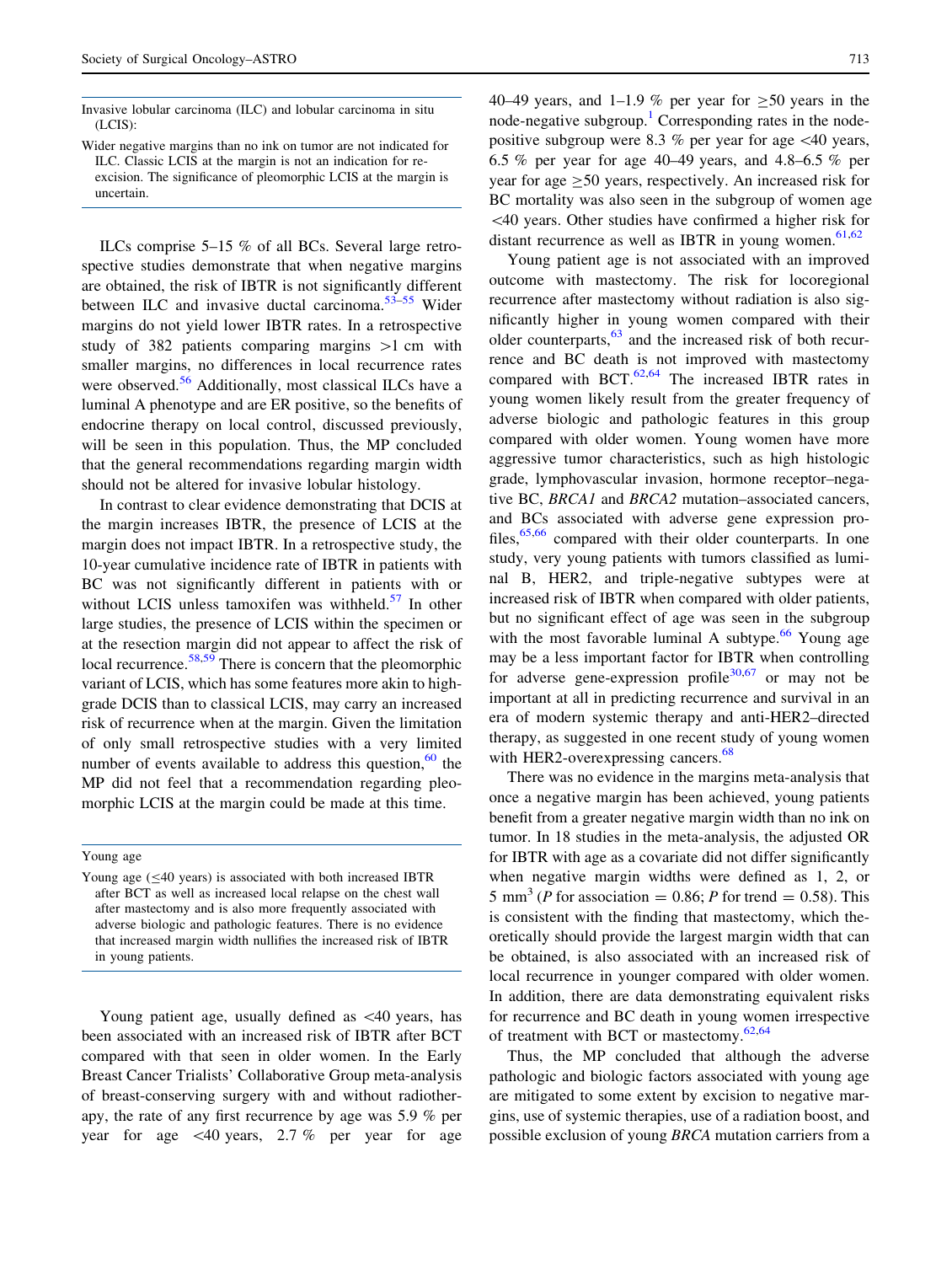Invasive lobular carcinoma (ILC) and lobular carcinoma in situ (LCIS):

Wider negative margins than no ink on tumor are not indicated for ILC. Classic LCIS at the margin is not an indication for re-excision. The significance of pleomorphic LCIS at the margin is uncertain.

ILCs comprise 5–15 % of all BCs. Several large retrospective studies demonstrate that when negative margins are obtained, the risk of IBTR is not significantly different between ILC and invasive ductal carcinoma.[53–55] Wider margins do not yield lower IBTR rates. In a retrospective study of 382 patients comparing margins >1 cm with smaller margins, no differences in local recurrence rates were observed.[56] Additionally, most classical ILCs have a luminal A phenotype and are ER positive, so the benefits of endocrine therapy on local control, discussed previously, will be seen in this population. Thus, the MP concluded that the general recommendations regarding margin width should not be altered for invasive lobular histology.

In contrast to clear evidence demonstrating that DCIS at the margin increases IBTR, the presence of LCIS at the margin does not impact IBTR. In a retrospective study, the 10-year cumulative incidence rate of IBTR in patients with BC was not significantly different in patients with or without LCIS unless tamoxifen was withheld.[57] In other large studies, the presence of LCIS within the specimen or at the resection margin did not appear to affect the risk of local recurrence.[58,59] There is concern that the pleomorphic variant of LCIS, which has some features more akin to high-grade DCIS than to classical LCIS, may carry an increased risk of recurrence when at the margin. Given the limitation of only small retrospective studies with a very limited number of events available to address this question,[60] the MP did not feel that a recommendation regarding pleomorphic LCIS at the margin could be made at this time.

Young age

Young age (≤40 years) is associated with both increased IBTR after BCT as well as increased local relapse on the chest wall after mastectomy and is also more frequently associated with adverse biologic and pathologic features. There is no evidence that increased margin width nullifies the increased risk of IBTR in young patients.

Young patient age, usually defined as <40 years, has been associated with an increased risk of IBTR after BCT compared with that seen in older women. In the Early Breast Cancer Trialists' Collaborative Group meta-analysis of breast-conserving surgery with and without radiotherapy, the rate of any first recurrence by age was 5.9 % per year for age <40 years, 2.7 % per year for age 40–49 years, and 1–1.9 % per year for ≥50 years in the node-negative subgroup.[1] Corresponding rates in the node-positive subgroup were 8.3 % per year for age <40 years, 6.5 % per year for age 40–49 years, and 4.8–6.5 % per year for age ≥50 years, respectively. An increased risk for BC mortality was also seen in the subgroup of women age <40 years. Other studies have confirmed a higher risk for distant recurrence as well as IBTR in young women.[61,62]

Young patient age is not associated with an improved outcome with mastectomy. The risk for locoregional recurrence after mastectomy without radiation is also significantly higher in young women compared with their older counterparts,[63] and the increased risk of both recurrence and BC death is not improved with mastectomy compared with BCT.[62,64] The increased IBTR rates in young women likely result from the greater frequency of adverse biologic and pathologic features in this group compared with older women. Young women have more aggressive tumor characteristics, such as high histologic grade, lymphovascular invasion, hormone receptor–negative BC, *BRCA1* and *BRCA2* mutation–associated cancers, and BCs associated with adverse gene expression profiles,[65,66] compared with their older counterparts. In one study, very young patients with tumors classified as luminal B, HER2, and triple-negative subtypes were at increased risk of IBTR when compared with older patients, but no significant effect of age was seen in the subgroup with the most favorable luminal A subtype.[66] Young age may be a less important factor for IBTR when controlling for adverse gene-expression profile[30,67] or may not be important at all in predicting recurrence and survival in an era of modern systemic therapy and anti-HER2–directed therapy, as suggested in one recent study of young women with HER2-overexpressing cancers.[68]

There was no evidence in the margins meta-analysis that once a negative margin has been achieved, young patients benefit from a greater negative margin width than no ink on tumor. In 18 studies in the meta-analysis, the adjusted OR for IBTR with age as a covariate did not differ significantly when negative margin widths were defined as 1, 2, or 5 mm[3] ($P$ for association = 0.86; $P$ for trend = 0.58). This is consistent with the finding that mastectomy, which theoretically should provide the largest margin width that can be obtained, is also associated with an increased risk of local recurrence in younger compared with older women. In addition, there are data demonstrating equivalent risks for recurrence and BC death in young women irrespective of treatment with BCT or mastectomy.[62,64]

Thus, the MP concluded that although the adverse pathologic and biologic factors associated with young age are mitigated to some extent by excision to negative margins, use of systemic therapies, use of a radiation boost, and possible exclusion of young *BRCA* mutation carriers from a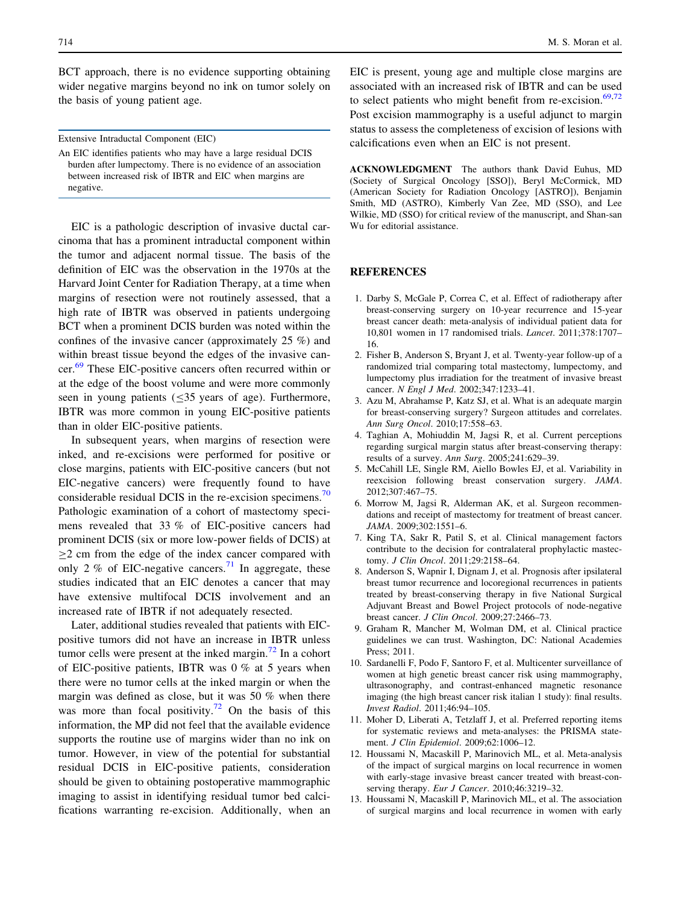BCT approach, there is no evidence supporting obtaining wider negative margins beyond no ink on tumor solely on the basis of young patient age.

---

Extensive Intraductal Component (EIC)

An EIC identifies patients who may have a large residual DCIS burden after lumpectomy. There is no evidence of an association between increased risk of IBTR and EIC when margins are negative.

---

EIC is a pathologic description of invasive ductal carcinoma that has a prominent intraductal component within the tumor and adjacent normal tissue. The basis of the definition of EIC was the observation in the 1970s at the Harvard Joint Center for Radiation Therapy, at a time when margins of resection were not routinely assessed, that a high rate of IBTR was observed in patients undergoing BCT when a prominent DCIS burden was noted within the confines of the invasive cancer (approximately 25 %) and within breast tissue beyond the edges of the invasive cancer.[69] These EIC-positive cancers often recurred within or at the edge of the boost volume and were more commonly seen in young patients ($\leq$35 years of age). Furthermore, IBTR was more common in young EIC-positive patients than in older EIC-positive patients.

In subsequent years, when margins of resection were inked, and re-excisions were performed for positive or close margins, patients with EIC-positive cancers (but not EIC-negative cancers) were frequently found to have considerable residual DCIS in the re-excision specimens.[70] Pathologic examination of a cohort of mastectomy specimens revealed that 33 % of EIC-positive cancers had prominent DCIS (six or more low-power fields of DCIS) at $\geq$2 cm from the edge of the index cancer compared with only 2 % of EIC-negative cancers.[71] In aggregate, these studies indicated that an EIC denotes a cancer that may have extensive multifocal DCIS involvement and an increased rate of IBTR if not adequately resected.

Later, additional studies revealed that patients with EIC-positive tumors did not have an increase in IBTR unless tumor cells were present at the inked margin.[72] In a cohort of EIC-positive patients, IBTR was 0 % at 5 years when there were no tumor cells at the inked margin or when the margin was defined as close, but it was 50 % when there was more than focal positivity.[72] On the basis of this information, the MP did not feel that the available evidence supports the routine use of margins wider than no ink on tumor. However, in view of the potential for substantial residual DCIS in EIC-positive patients, consideration should be given to obtaining postoperative mammographic imaging to assist in identifying residual tumor bed calcifications warranting re-excision. Additionally, when an EIC is present, young age and multiple close margins are associated with an increased risk of IBTR and can be used to select patients who might benefit from re-excision.[69,72] Post excision mammography is a useful adjunct to margin status to assess the completeness of excision of lesions with calcifications even when an EIC is not present.

**ACKNOWLEDGMENT** The authors thank David Euhus, MD (Society of Surgical Oncology [SSO]), Beryl McCormick, MD (American Society for Radiation Oncology [ASTRO]), Benjamin Smith, MD (ASTRO), Kimberly Van Zee, MD (SSO), and Lee Wilkie, MD (SSO) for critical review of the manuscript, and Shan-san Wu for editorial assistance.

## REFERENCES

1. Darby S, McGale P, Correa C, et al. Effect of radiotherapy after breast-conserving surgery on 10-year recurrence and 15-year breast cancer death: meta-analysis of individual patient data for 10,801 women in 17 randomised trials. *Lancet*. 2011;378:1707–16.
2. Fisher B, Anderson S, Bryant J, et al. Twenty-year follow-up of a randomized trial comparing total mastectomy, lumpectomy, and lumpectomy plus irradiation for the treatment of invasive breast cancer. *N Engl J Med*. 2002;347:1233–41.
3. Azu M, Abrahamse P, Katz SJ, et al. What is an adequate margin for breast-conserving surgery? Surgeon attitudes and correlates. *Ann Surg Oncol*. 2010;17:558–63.
4. Taghian A, Mohiuddin M, Jagsi R, et al. Current perceptions regarding surgical margin status after breast-conserving therapy: results of a survey. *Ann Surg*. 2005;241:629–39.
5. McCahill LE, Single RM, Aiello Bowles EJ, et al. Variability in reexcision following breast conservation surgery. *JAMA*. 2012;307:467–75.
6. Morrow M, Jagsi R, Alderman AK, et al. Surgeon recommendations and receipt of mastectomy for treatment of breast cancer. *JAMA*. 2009;302:1551–6.
7. King TA, Sakr R, Patil S, et al. Clinical management factors contribute to the decision for contralateral prophylactic mastectomy. *J Clin Oncol*. 2011;29:2158–64.
8. Anderson S, Wapnir I, Dignam J, et al. Prognosis after ipsilateral breast tumor recurrence and locoregional recurrences in patients treated by breast-conserving therapy in five National Surgical Adjuvant Breast and Bowel Project protocols of node-negative breast cancer. *J Clin Oncol*. 2009;27:2466–73.
9. Graham R, Mancher M, Wolman DM, et al. Clinical practice guidelines we can trust. Washington, DC: National Academies Press; 2011.
10. Sardanelli F, Podo F, Santoro F, et al. Multicenter surveillance of women at high genetic breast cancer risk using mammography, ultrasonography, and contrast-enhanced magnetic resonance imaging (the high breast cancer risk italian 1 study): final results. *Invest Radiol*. 2011;46:94–105.
11. Moher D, Liberati A, Tetzlaff J, et al. Preferred reporting items for systematic reviews and meta-analyses: the PRISMA statement. *J Clin Epidemiol*. 2009;62:1006–12.
12. Houssami N, Macaskill P, Marinovich ML, et al. Meta-analysis of the impact of surgical margins on local recurrence in women with early-stage invasive breast cancer treated with breast-conserving therapy. *Eur J Cancer*. 2010;46:3219–32.
13. Houssami N, Macaskill P, Marinovich ML, et al. The association of surgical margins and local recurrence in women with early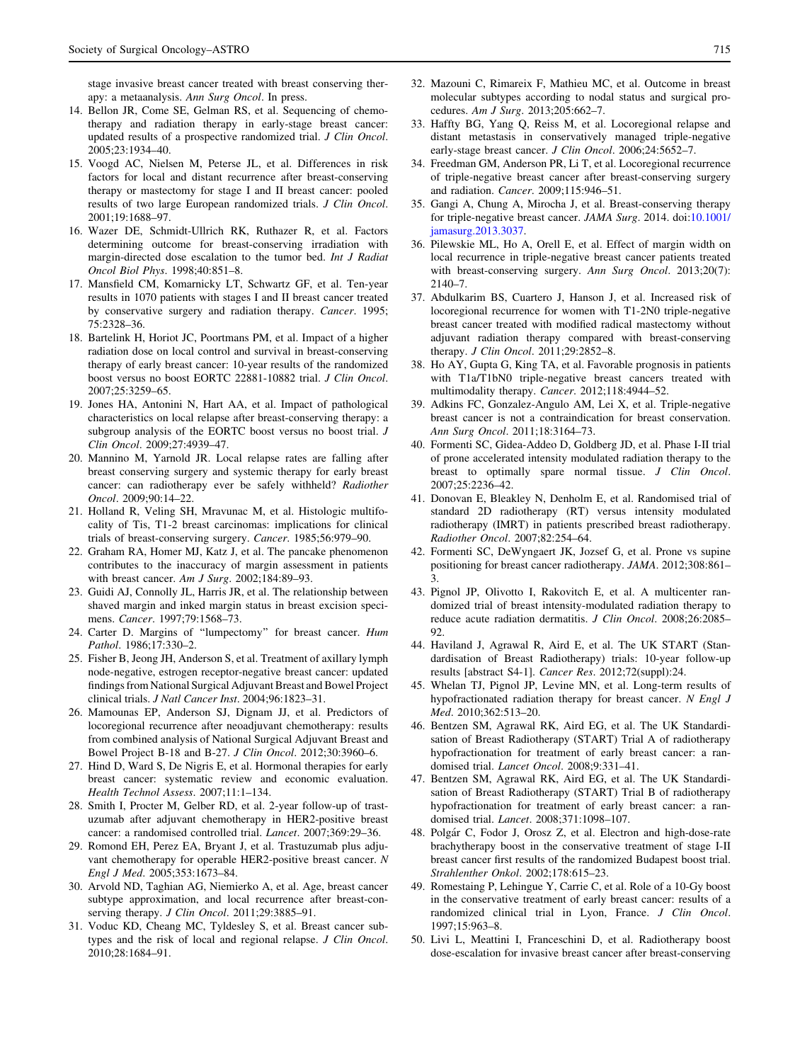stage invasive breast cancer treated with breast conserving therapy: a metaanalysis. *Ann Surg Oncol*. In press.

14. Bellon JR, Come SE, Gelman RS, et al. Sequencing of chemotherapy and radiation therapy in early-stage breast cancer: updated results of a prospective randomized trial. *J Clin Oncol*. 2005;23:1934–40.
15. Voogd AC, Nielsen M, Peterse JL, et al. Differences in risk factors for local and distant recurrence after breast-conserving therapy or mastectomy for stage I and II breast cancer: pooled results of two large European randomized trials. *J Clin Oncol*. 2001;19:1688–97.
16. Wazer DE, Schmidt-Ullrich RK, Ruthazer R, et al. Factors determining outcome for breast-conserving irradiation with margin-directed dose escalation to the tumor bed. *Int J Radiat Oncol Biol Phys*. 1998;40:851–8.
17. Mansfield CM, Komarnicky LT, Schwartz GF, et al. Ten-year results in 1070 patients with stages I and II breast cancer treated by conservative surgery and radiation therapy. *Cancer*. 1995; 75:2328–36.
18. Bartelink H, Horiot JC, Poortmans PM, et al. Impact of a higher radiation dose on local control and survival in breast-conserving therapy of early breast cancer: 10-year results of the randomized boost versus no boost EORTC 22881-10882 trial. *J Clin Oncol*. 2007;25:3259–65.
19. Jones HA, Antonini N, Hart AA, et al. Impact of pathological characteristics on local relapse after breast-conserving therapy: a subgroup analysis of the EORTC boost versus no boost trial. *J Clin Oncol*. 2009;27:4939–47.
20. Mannino M, Yarnold JR. Local relapse rates are falling after breast conserving surgery and systemic therapy for early breast cancer: can radiotherapy ever be safely withheld? *Radiother Oncol*. 2009;90:14–22.
21. Holland R, Veling SH, Mravunac M, et al. Histologic multifocality of Tis, T1-2 breast carcinomas: implications for clinical trials of breast-conserving surgery. *Cancer*. 1985;56:979–90.
22. Graham RA, Homer MJ, Katz J, et al. The pancake phenomenon contributes to the inaccuracy of margin assessment in patients with breast cancer. *Am J Surg*. 2002;184:89–93.
23. Guidi AJ, Connolly JL, Harris JR, et al. The relationship between shaved margin and inked margin status in breast excision specimens. *Cancer*. 1997;79:1568–73.
24. Carter D. Margins of "lumpectomy" for breast cancer. *Hum Pathol*. 1986;17:330–2.
25. Fisher B, Jeong JH, Anderson S, et al. Treatment of axillary lymph node-negative, estrogen receptor-negative breast cancer: updated findings from National Surgical Adjuvant Breast and Bowel Project clinical trials. *J Natl Cancer Inst*. 2004;96:1823–31.
26. Mamounas EP, Anderson SJ, Dignam JJ, et al. Predictors of locoregional recurrence after neoadjuvant chemotherapy: results from combined analysis of National Surgical Adjuvant Breast and Bowel Project B-18 and B-27. *J Clin Oncol*. 2012;30:3960–6.
27. Hind D, Ward S, De Nigris E, et al. Hormonal therapies for early breast cancer: systematic review and economic evaluation. *Health Technol Assess*. 2007;11:1–134.
28. Smith I, Procter M, Gelber RD, et al. 2-year follow-up of trastuzumab after adjuvant chemotherapy in HER2-positive breast cancer: a randomised controlled trial. *Lancet*. 2007;369:29–36.
29. Romond EH, Perez EA, Bryant J, et al. Trastuzumab plus adjuvant chemotherapy for operable HER2-positive breast cancer. *N Engl J Med*. 2005;353:1673–84.
30. Arvold ND, Taghian AG, Niemierko A, et al. Age, breast cancer subtype approximation, and local recurrence after breast-conserving therapy. *J Clin Oncol*. 2011;29:3885–91.
31. Voduc KD, Cheang MC, Tyldesley S, et al. Breast cancer subtypes and the risk of local and regional relapse. *J Clin Oncol*. 2010;28:1684–91.
32. Mazouni C, Rimareix F, Mathieu MC, et al. Outcome in breast molecular subtypes according to nodal status and surgical procedures. *Am J Surg*. 2013;205:662–7.
33. Haffty BG, Yang Q, Reiss M, et al. Locoregional relapse and distant metastasis in conservatively managed triple-negative early-stage breast cancer. *J Clin Oncol*. 2006;24:5652–7.
34. Freedman GM, Anderson PR, Li T, et al. Locoregional recurrence of triple-negative breast cancer after breast-conserving surgery and radiation. *Cancer*. 2009;115:946–51.
35. Gangi A, Chung A, Mirocha J, et al. Breast-conserving therapy for triple-negative breast cancer. *JAMA Surg*. 2014. doi:10.1001/jamasurg.2013.3037.
36. Pilewskie ML, Ho A, Orell E, et al. Effect of margin width on local recurrence in triple-negative breast cancer patients treated with breast-conserving surgery. *Ann Surg Oncol*. 2013;20(7): 2140–7.
37. Abdulkarim BS, Cuartero J, Hanson J, et al. Increased risk of locoregional recurrence for women with T1-2N0 triple-negative breast cancer treated with modified radical mastectomy without adjuvant radiation therapy compared with breast-conserving therapy. *J Clin Oncol*. 2011;29:2852–8.
38. Ho AY, Gupta G, King TA, et al. Favorable prognosis in patients with T1a/T1bN0 triple-negative breast cancers treated with multimodality therapy. *Cancer*. 2012;118:4944–52.
39. Adkins FC, Gonzalez-Angulo AM, Lei X, et al. Triple-negative breast cancer is not a contraindication for breast conservation. *Ann Surg Oncol*. 2011;18:3164–73.
40. Formenti SC, Gidea-Addeo D, Goldberg JD, et al. Phase I-II trial of prone accelerated intensity modulated radiation therapy to the breast to optimally spare normal tissue. *J Clin Oncol*. 2007;25:2236–42.
41. Donovan E, Bleakley N, Denholm E, et al. Randomised trial of standard 2D radiotherapy (RT) versus intensity modulated radiotherapy (IMRT) in patients prescribed breast radiotherapy. *Radiother Oncol*. 2007;82:254–64.
42. Formenti SC, DeWyngaert JK, Jozsef G, et al. Prone vs supine positioning for breast cancer radiotherapy. *JAMA*. 2012;308:861–3.
43. Pignol JP, Olivotto I, Rakovitch E, et al. A multicenter randomized trial of breast intensity-modulated radiation therapy to reduce acute radiation dermatitis. *J Clin Oncol*. 2008;26:2085–92.
44. Haviland J, Agrawal R, Aird E, et al. The UK START (Standardisation of Breast Radiotherapy) trials: 10-year follow-up results [abstract S4-1]. *Cancer Res*. 2012;72(suppl):24.
45. Whelan TJ, Pignol JP, Levine MN, et al. Long-term results of hypofractionated radiation therapy for breast cancer. *N Engl J Med*. 2010;362:513–20.
46. Bentzen SM, Agrawal RK, Aird EG, et al. The UK Standardisation of Breast Radiotherapy (START) Trial A of radiotherapy hypofractionation for treatment of early breast cancer: a randomised trial. *Lancet Oncol*. 2008;9:331–41.
47. Bentzen SM, Agrawal RK, Aird EG, et al. The UK Standardisation of Breast Radiotherapy (START) Trial B of radiotherapy hypofractionation for treatment of early breast cancer: a randomised trial. *Lancet*. 2008;371:1098–107.
48. Polgár C, Fodor J, Orosz Z, et al. Electron and high-dose-rate brachytherapy boost in the conservative treatment of stage I-II breast cancer first results of the randomized Budapest boost trial. *Strahlenther Onkol*. 2002;178:615–23.
49. Romestaing P, Lehingue Y, Carrie C, et al. Role of a 10-Gy boost in the conservative treatment of early breast cancer: results of a randomized clinical trial in Lyon, France. *J Clin Oncol*. 1997;15:963–8.
50. Livi L, Meattini I, Franceschini D, et al. Radiotherapy boost dose-escalation for invasive breast cancer after breast-conserving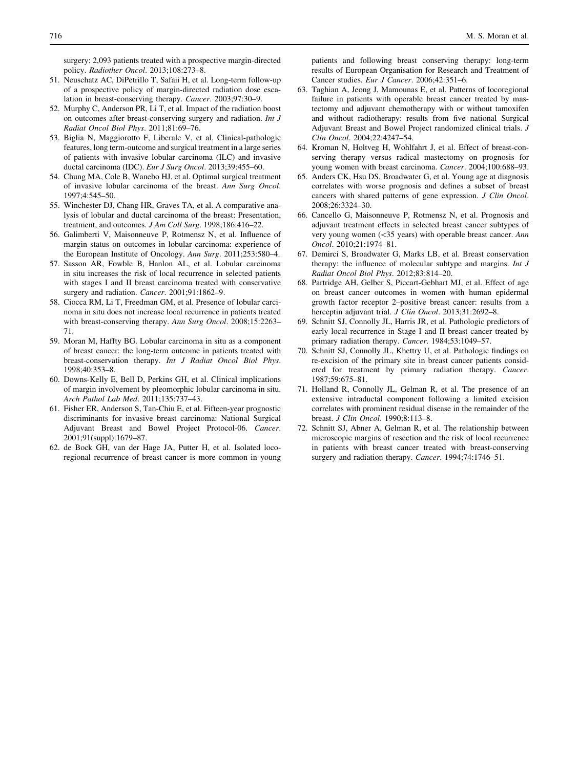surgery: 2,093 patients treated with a prospective margin-directed policy. *Radiother Oncol*. 2013;108:273–8.

51. Neuschatz AC, DiPetrillo T, Safaii H, et al. Long-term follow-up of a prospective policy of margin-directed radiation dose escalation in breast-conserving therapy. *Cancer*. 2003;97:30–9.
52. Murphy C, Anderson PR, Li T, et al. Impact of the radiation boost on outcomes after breast-conserving surgery and radiation. *Int J Radiat Oncol Biol Phys*. 2011;81:69–76.
53. Biglia N, Maggiorotto F, Liberale V, et al. Clinical-pathologic features, long term-outcome and surgical treatment in a large series of patients with invasive lobular carcinoma (ILC) and invasive ductal carcinoma (IDC). *Eur J Surg Oncol*. 2013;39:455–60.
54. Chung MA, Cole B, Wanebo HJ, et al. Optimal surgical treatment of invasive lobular carcinoma of the breast. *Ann Surg Oncol*. 1997;4:545–50.
55. Winchester DJ, Chang HR, Graves TA, et al. A comparative analysis of lobular and ductal carcinoma of the breast: Presentation, treatment, and outcomes. *J Am Coll Surg*. 1998;186:416–22.
56. Galimberti V, Maisonneuve P, Rotmensz N, et al. Influence of margin status on outcomes in lobular carcinoma: experience of the European Institute of Oncology. *Ann Surg*. 2011;253:580–4.
57. Sasson AR, Fowble B, Hanlon AL, et al. Lobular carcinoma in situ increases the risk of local recurrence in selected patients with stages I and II breast carcinoma treated with conservative surgery and radiation. *Cancer*. 2001;91:1862–9.
58. Ciocca RM, Li T, Freedman GM, et al. Presence of lobular carcinoma in situ does not increase local recurrence in patients treated with breast-conserving therapy. *Ann Surg Oncol*. 2008;15:2263–71.
59. Moran M, Haffty BG. Lobular carcinoma in situ as a component of breast cancer: the long-term outcome in patients treated with breast-conservation therapy. *Int J Radiat Oncol Biol Phys*. 1998;40:353–8.
60. Downs-Kelly E, Bell D, Perkins GH, et al. Clinical implications of margin involvement by pleomorphic lobular carcinoma in situ. *Arch Pathol Lab Med*. 2011;135:737–43.
61. Fisher ER, Anderson S, Tan-Chiu E, et al. Fifteen-year prognostic discriminants for invasive breast carcinoma: National Surgical Adjuvant Breast and Bowel Project Protocol-06. *Cancer*. 2001;91(suppl):1679–87.
62. de Bock GH, van der Hage JA, Putter H, et al. Isolated locoregional recurrence of breast cancer is more common in young patients and following breast conserving therapy: long-term results of European Organisation for Research and Treatment of Cancer studies. *Eur J Cancer*. 2006;42:351–6.
63. Taghian A, Jeong J, Mamounas E, et al. Patterns of locoregional failure in patients with operable breast cancer treated by mastectomy and adjuvant chemotherapy with or without tamoxifen and without radiotherapy: results from five national Surgical Adjuvant Breast and Bowel Project randomized clinical trials. *J Clin Oncol*. 2004;22:4247–54.
64. Kroman N, Holtveg H, Wohlfahrt J, et al. Effect of breast-conserving therapy versus radical mastectomy on prognosis for young women with breast carcinoma. *Cancer*. 2004;100:688–93.
65. Anders CK, Hsu DS, Broadwater G, et al. Young age at diagnosis correlates with worse prognosis and defines a subset of breast cancers with shared patterns of gene expression. *J Clin Oncol*. 2008;26:3324–30.
66. Cancello G, Maisonneuve P, Rotmensz N, et al. Prognosis and adjuvant treatment effects in selected breast cancer subtypes of very young women (<35 years) with operable breast cancer. *Ann Oncol*. 2010;21:1974–81.
67. Demirci S, Broadwater G, Marks LB, et al. Breast conservation therapy: the influence of molecular subtype and margins. *Int J Radiat Oncol Biol Phys*. 2012;83:814–20.
68. Partridge AH, Gelber S, Piccart-Gebhart MJ, et al. Effect of age on breast cancer outcomes in women with human epidermal growth factor receptor 2–positive breast cancer: results from a herceptin adjuvant trial. *J Clin Oncol*. 2013;31:2692–8.
69. Schnitt SJ, Connolly JL, Harris JR, et al. Pathologic predictors of early local recurrence in Stage I and II breast cancer treated by primary radiation therapy. *Cancer*. 1984;53:1049–57.
70. Schnitt SJ, Connolly JL, Khettry U, et al. Pathologic findings on re-excision of the primary site in breast cancer patients considered for treatment by primary radiation therapy. *Cancer*. 1987;59:675–81.
71. Holland R, Connolly JL, Gelman R, et al. The presence of an extensive intraductal component following a limited excision correlates with prominent residual disease in the remainder of the breast. *J Clin Oncol*. 1990;8:113–8.
72. Schnitt SJ, Abner A, Gelman R, et al. The relationship between microscopic margins of resection and the risk of local recurrence in patients with breast cancer treated with breast-conserving surgery and radiation therapy. *Cancer*. 1994;74:1746–51.